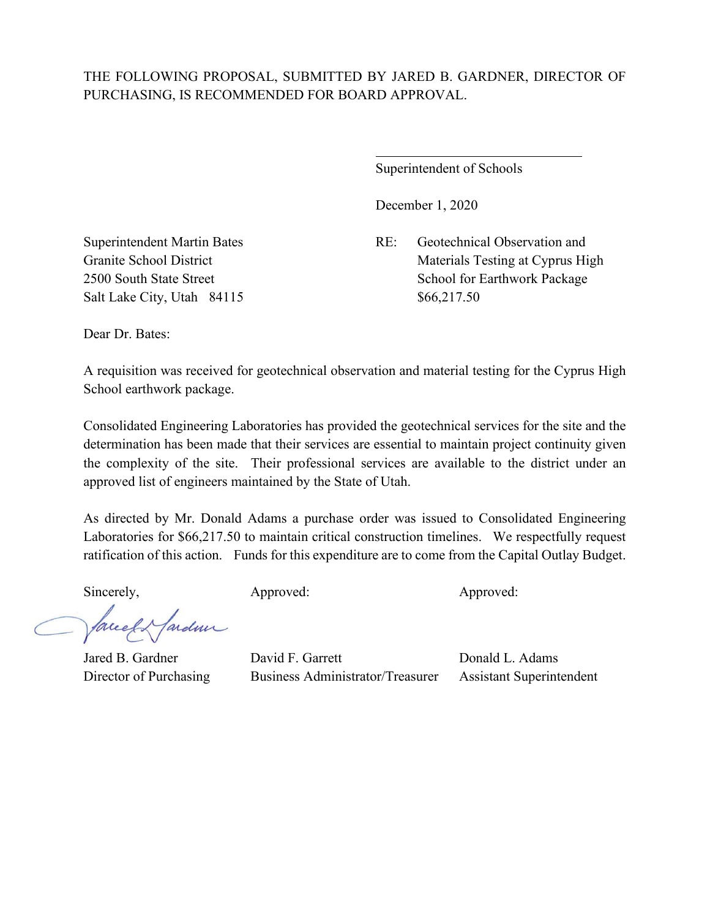THE FOLLOWING PROPOSAL, SUBMITTED BY JARED B. GARDNER, DIRECTOR OF PURCHASING, IS RECOMMENDED FOR BOARD APPROVAL.

\_\_\_\_\_\_\_\_\_\_\_\_\_\_\_\_\_\_\_\_\_\_\_\_\_\_\_\_\_\_\_\_
Superintendent of Schools

December 1, 2020

Superintendent Martin Bates
Granite School District
2500 South State Street
Salt Lake City, Utah 84115

RE: Geotechnical Observation and Materials Testing at Cyprus High School for Earthwork Package
$66,217.50

Dear Dr. Bates:

A requisition was received for geotechnical observation and material testing for the Cyprus High School earthwork package.

Consolidated Engineering Laboratories has provided the geotechnical services for the site and the determination has been made that their services are essential to maintain project continuity given the complexity of the site. Their professional services are available to the district under an approved list of engineers maintained by the State of Utah.

As directed by Mr. Donald Adams a purchase order was issued to Consolidated Engineering Laboratories for $66,217.50 to maintain critical construction timelines. We respectfully request ratification of this action. Funds for this expenditure are to come from the Capital Outlay Budget.

Sincerely,

Jared B. Gardner
Director of Purchasing

Approved:

David F. Garrett
Business Administrator/Treasurer

Approved:

Donald L. Adams
Assistant Superintendent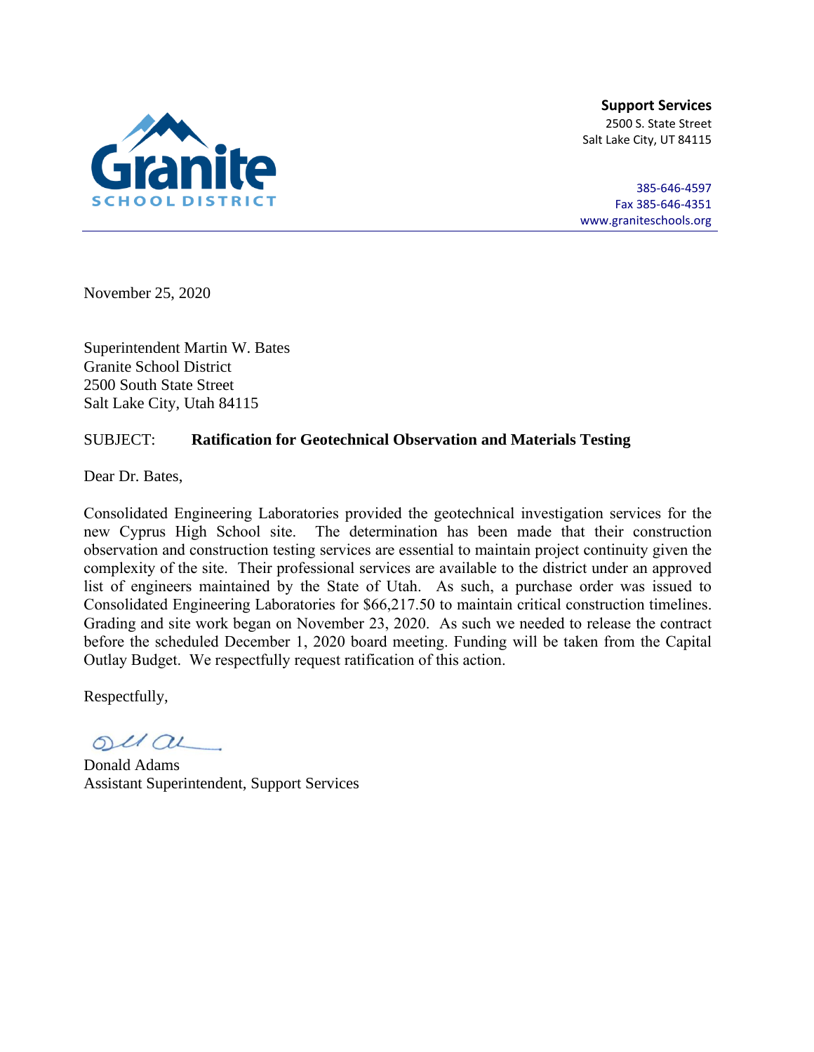Granite SCHOOL DISTRICT

**Support Services**
2500 S. State Street
Salt Lake City, UT 84115

385-646-4597
Fax 385-646-4351
www.graniteschools.org

November 25, 2020

Superintendent Martin W. Bates
Granite School District
2500 South State Street
Salt Lake City, Utah 84115

SUBJECT: **Ratification for Geotechnical Observation and Materials Testing**

Dear Dr. Bates,

Consolidated Engineering Laboratories provided the geotechnical investigation services for the new Cyprus High School site. The determination has been made that their construction observation and construction testing services are essential to maintain project continuity given the complexity of the site. Their professional services are available to the district under an approved list of engineers maintained by the State of Utah. As such, a purchase order was issued to Consolidated Engineering Laboratories for $66,217.50 to maintain critical construction timelines. Grading and site work began on November 23, 2020. As such we needed to release the contract before the scheduled December 1, 2020 board meeting. Funding will be taken from the Capital Outlay Budget. We respectfully request ratification of this action.

Respectfully,

Donald Adams
Assistant Superintendent, Support Services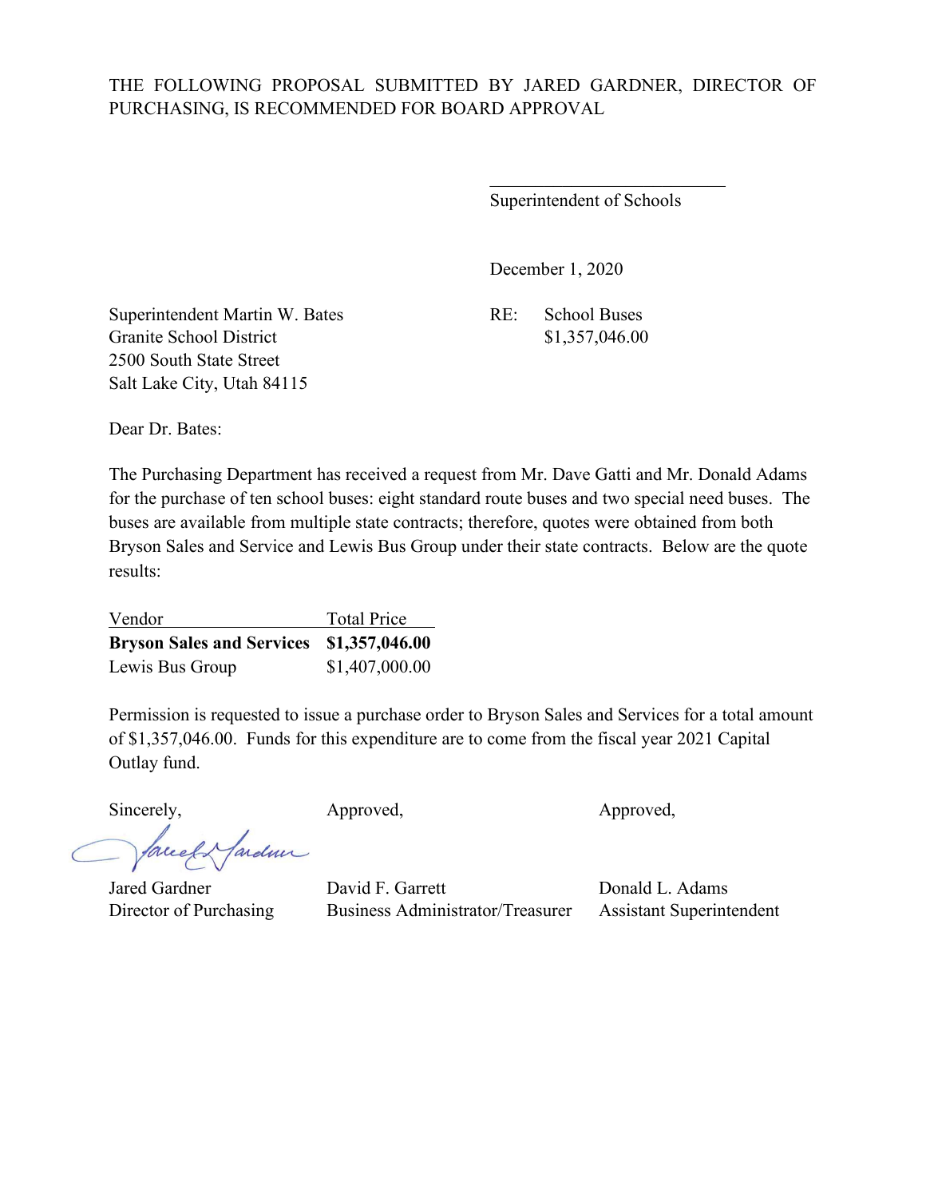THE FOLLOWING PROPOSAL SUBMITTED BY JARED GARDNER, DIRECTOR OF PURCHASING, IS RECOMMENDED FOR BOARD APPROVAL

\_\_\_\_\_\_\_\_\_\_\_\_\_\_\_\_\_\_\_\_\_\_\_\_\_\_\_\_
Superintendent of Schools

December 1, 2020

Superintendent Martin W. Bates
Granite School District
2500 South State Street
Salt Lake City, Utah 84115

RE: School Buses
$1,357,046.00

Dear Dr. Bates:

The Purchasing Department has received a request from Mr. Dave Gatti and Mr. Donald Adams for the purchase of ten school buses: eight standard route buses and two special need buses. The buses are available from multiple state contracts; therefore, quotes were obtained from both Bryson Sales and Service and Lewis Bus Group under their state contracts. Below are the quote results:

| Vendor | Total Price |
|---|---|
| **Bryson Sales and Services** | **$1,357,046.00** |
| Lewis Bus Group | $1,407,000.00 |

Permission is requested to issue a purchase order to Bryson Sales and Services for a total amount of $1,357,046.00. Funds for this expenditure are to come from the fiscal year 2021 Capital Outlay fund.

Sincerely,

Jared Gardner
Director of Purchasing

Approved,

David F. Garrett
Business Administrator/Treasurer

Approved,

Donald L. Adams
Assistant Superintendent